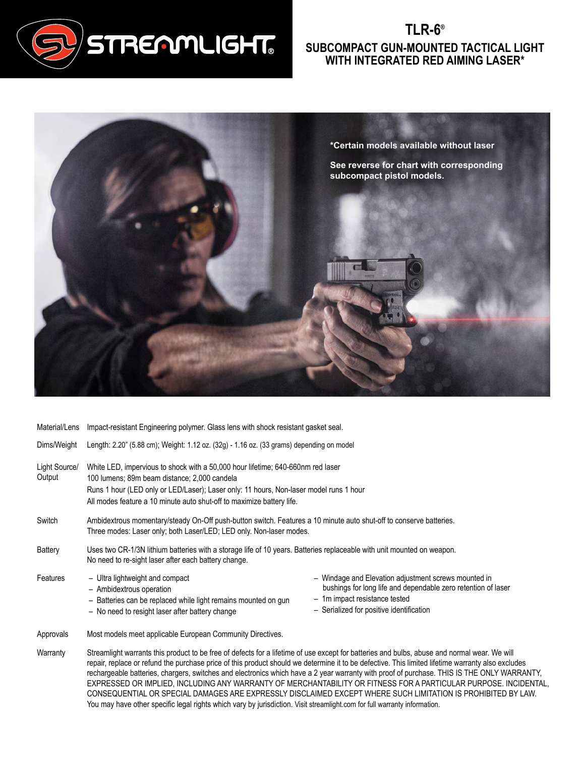STREAMLIGHT®

# TLR-6®

## SUBCOMPACT GUN-MOUNTED TACTICAL LIGHT WITH INTEGRATED RED AIMING LASER*

**\*Certain models available without laser**

**See reverse for chart with corresponding subcompact pistol models.**

| | |
|---|---|
| Material/Lens | Impact-resistant Engineering polymer. Glass lens with shock resistant gasket seal. |
| Dims/Weight | Length: 2.20" (5.88 cm); Weight: 1.12 oz. (32g) - 1.16 oz. (33 grams) depending on model |
| Light Source/ Output | White LED, impervious to shock with a 50,000 hour lifetime; 640-660nm red laser<br>100 lumens; 89m beam distance; 2,000 candela<br>Runs 1 hour (LED only or LED/Laser); Laser only: 11 hours, Non-laser model runs 1 hour<br>All modes feature a 10 minute auto shut-off to maximize battery life. |
| Switch | Ambidextrous momentary/steady On-Off push-button switch. Features a 10 minute auto shut-off to conserve batteries.<br>Three modes: Laser only; both Laser/LED; LED only. Non-laser modes. |
| Battery | Uses two CR-1/3N lithium batteries with a storage life of 10 years. Batteries replaceable with unit mounted on weapon.<br>No need to re-sight laser after each battery change. |

**Features**

- Ultra lightweight and compact
- Ambidextrous operation
- Batteries can be replaced while light remains mounted on gun
- No need to resight laser after battery change
- Windage and Elevation adjustment screws mounted in bushings for long life and dependable zero retention of laser
- 1m impact resistance tested
- Serialized for positive identification

**Approvals**

Most models meet applicable European Community Directives.

**Warranty**

Streamlight warrants this product to be free of defects for a lifetime of use except for batteries and bulbs, abuse and normal wear. We will repair, replace or refund the purchase price of this product should we determine it to be defective. This limited lifetime warranty also excludes rechargeable batteries, chargers, switches and electronics which have a 2 year warranty with proof of purchase. THIS IS THE ONLY WARRANTY, EXPRESSED OR IMPLIED, INCLUDING ANY WARRANTY OF MERCHANTABILITY OR FITNESS FOR A PARTICULAR PURPOSE. INCIDENTAL, CONSEQUENTIAL OR SPECIAL DAMAGES ARE EXPRESSLY DISCLAIMED EXCEPT WHERE SUCH LIMITATION IS PROHIBITED BY LAW. You may have other specific legal rights which vary by jurisdiction. Visit streamlight.com for full warranty information.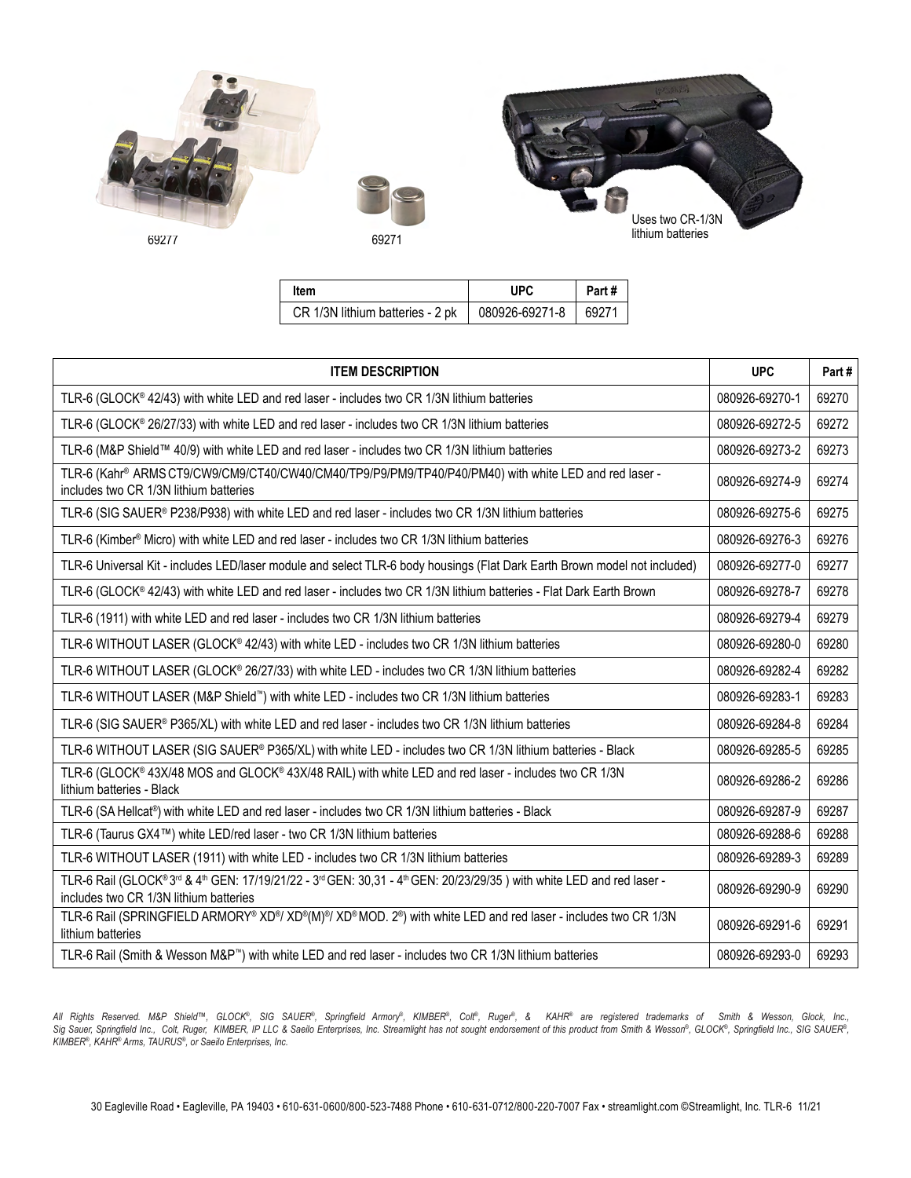69277

69271

Uses two CR-1/3N lithium batteries

| Item | UPC | Part # |
|---|---|---|
| CR 1/3N lithium batteries - 2 pk | 080926-69271-8 | 69271 |

| ITEM DESCRIPTION | UPC | Part # |
|---|---|---|
| TLR-6 (GLOCK® 42/43) with white LED and red laser - includes two CR 1/3N lithium batteries | 080926-69270-1 | 69270 |
| TLR-6 (GLOCK® 26/27/33) with white LED and red laser - includes two CR 1/3N lithium batteries | 080926-69272-5 | 69272 |
| TLR-6 (M&P Shield™ 40/9) with white LED and red laser - includes two CR 1/3N lithium batteries | 080926-69273-2 | 69273 |
| TLR-6 (Kahr® ARMS CT9/CW9/CM9/CT40/CW40/CM40/TP9/P9/PM9/TP40/P40/PM40) with white LED and red laser - includes two CR 1/3N lithium batteries | 080926-69274-9 | 69274 |
| TLR-6 (SIG SAUER® P238/P938) with white LED and red laser - includes two CR 1/3N lithium batteries | 080926-69275-6 | 69275 |
| TLR-6 (Kimber® Micro) with white LED and red laser - includes two CR 1/3N lithium batteries | 080926-69276-3 | 69276 |
| TLR-6 Universal Kit - includes LED/laser module and select TLR-6 body housings (Flat Dark Earth Brown model not included) | 080926-69277-0 | 69277 |
| TLR-6 (GLOCK® 42/43) with white LED and red laser - includes two CR 1/3N lithium batteries - Flat Dark Earth Brown | 080926-69278-7 | 69278 |
| TLR-6 (1911) with white LED and red laser - includes two CR 1/3N lithium batteries | 080926-69279-4 | 69279 |
| TLR-6 WITHOUT LASER (GLOCK® 42/43) with white LED - includes two CR 1/3N lithium batteries | 080926-69280-0 | 69280 |
| TLR-6 WITHOUT LASER (GLOCK® 26/27/33) with white LED - includes two CR 1/3N lithium batteries | 080926-69282-4 | 69282 |
| TLR-6 WITHOUT LASER (M&P Shield™) with white LED - includes two CR 1/3N lithium batteries | 080926-69283-1 | 69283 |
| TLR-6 (SIG SAUER® P365/XL) with white LED and red laser - includes two CR 1/3N lithium batteries | 080926-69284-8 | 69284 |
| TLR-6 WITHOUT LASER (SIG SAUER® P365/XL) with white LED - includes two CR 1/3N lithium batteries - Black | 080926-69285-5 | 69285 |
| TLR-6 (GLOCK® 43X/48 MOS and GLOCK® 43X/48 RAIL) with white LED and red laser - includes two CR 1/3N lithium batteries - Black | 080926-69286-2 | 69286 |
| TLR-6 (SA Hellcat®) with white LED and red laser - includes two CR 1/3N lithium batteries - Black | 080926-69287-9 | 69287 |
| TLR-6 (Taurus GX4™) white LED/red laser - two CR 1/3N lithium batteries | 080926-69288-6 | 69288 |
| TLR-6 WITHOUT LASER (1911) with white LED - includes two CR 1/3N lithium batteries | 080926-69289-3 | 69289 |
| TLR-6 Rail (GLOCK® 3rd & 4th GEN: 17/19/21/22 - 3rd GEN: 30,31 - 4th GEN: 20/23/29/35 ) with white LED and red laser - includes two CR 1/3N lithium batteries | 080926-69290-9 | 69290 |
| TLR-6 Rail (SPRINGFIELD ARMORY® XD®/ XD®(M)®/ XD® MOD. 2®) with white LED and red laser - includes two CR 1/3N lithium batteries | 080926-69291-6 | 69291 |
| TLR-6 Rail (Smith & Wesson M&P™) with white LED and red laser - includes two CR 1/3N lithium batteries | 080926-69293-0 | 69293 |

*All Rights Reserved. M&P Shield™, GLOCK®, SIG SAUER®, Springfield Armory®, KIMBER®, Colt®, Ruger®, & KAHR® are registered trademarks of Smith & Wesson, Glock, Inc., Sig Sauer, Springfield Inc., Colt, Ruger, KIMBER, IP LLC & Saeilo Enterprises, Inc. Streamlight has not sought endorsement of this product from Smith & Wesson®, GLOCK®, Springfield Inc., SIG SAUER®, KIMBER®, KAHR® Arms, TAURUS®, or Saeilo Enterprises, Inc.*

30 Eagleville Road • Eagleville, PA 19403 • 610-631-0600/800-523-7488 Phone • 610-631-0712/800-220-7007 Fax • streamlight.com ©Streamlight, Inc. TLR-6 11/21